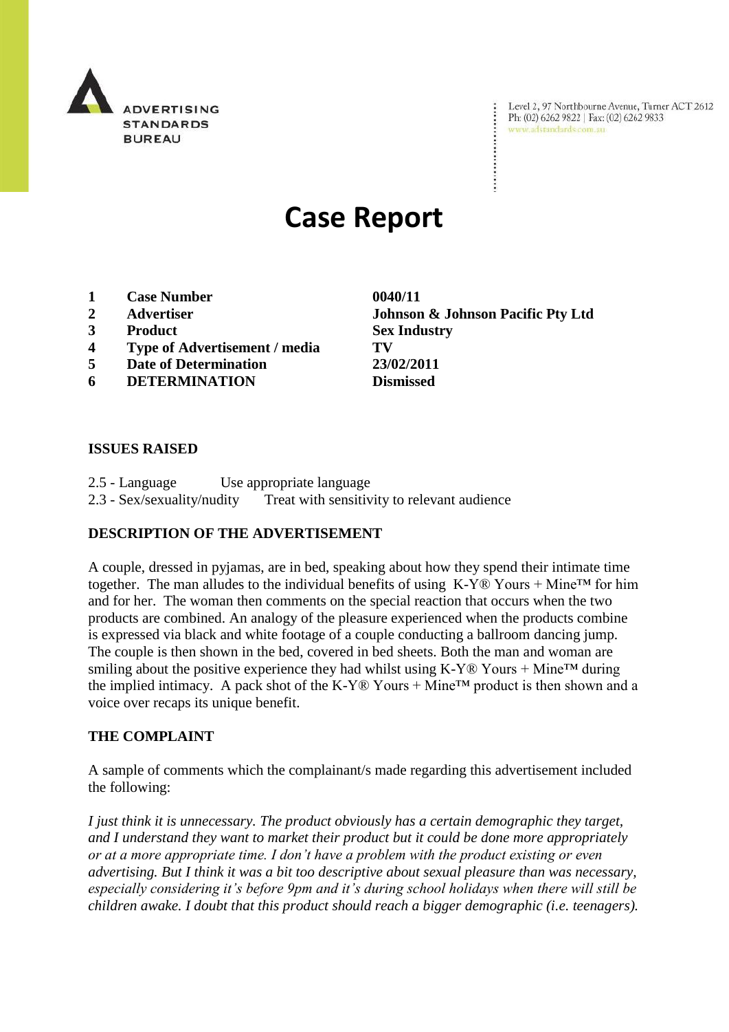ADVERTISING STANDARDS BUREAU

Level 2, 97 Northbourne Avenue, Turner ACT 2612
Ph: (02) 6262 9822 | Fax: (02) 6262 9833
www.adstandards.com.au

# Case Report

| | | |
|---|---|---|
| 1 | **Case Number** | **0040/11** |
| 2 | **Advertiser** | **Johnson & Johnson Pacific Pty Ltd** |
| 3 | **Product** | **Sex Industry** |
| 4 | **Type of Advertisement / media** | **TV** |
| 5 | **Date of Determination** | **23/02/2011** |
| 6 | **DETERMINATION** | **Dismissed** |

## ISSUES RAISED

2.5 - Language Use appropriate language
2.3 - Sex/sexuality/nudity Treat with sensitivity to relevant audience

## DESCRIPTION OF THE ADVERTISEMENT

A couple, dressed in pyjamas, are in bed, speaking about how they spend their intimate time together. The man alludes to the individual benefits of using K-Y® Yours + Mine™ for him and for her. The woman then comments on the special reaction that occurs when the two products are combined. An analogy of the pleasure experienced when the products combine is expressed via black and white footage of a couple conducting a ballroom dancing jump. The couple is then shown in the bed, covered in bed sheets. Both the man and woman are smiling about the positive experience they had whilst using K-Y® Yours + Mine™ during the implied intimacy. A pack shot of the K-Y® Yours + Mine™ product is then shown and a voice over recaps its unique benefit.

## THE COMPLAINT

A sample of comments which the complainant/s made regarding this advertisement included the following:

*I just think it is unnecessary. The product obviously has a certain demographic they target, and I understand they want to market their product but it could be done more appropriately or at a more appropriate time. I don't have a problem with the product existing or even advertising. But I think it was a bit too descriptive about sexual pleasure than was necessary, especially considering it's before 9pm and it's during school holidays when there will still be children awake. I doubt that this product should reach a bigger demographic (i.e. teenagers).*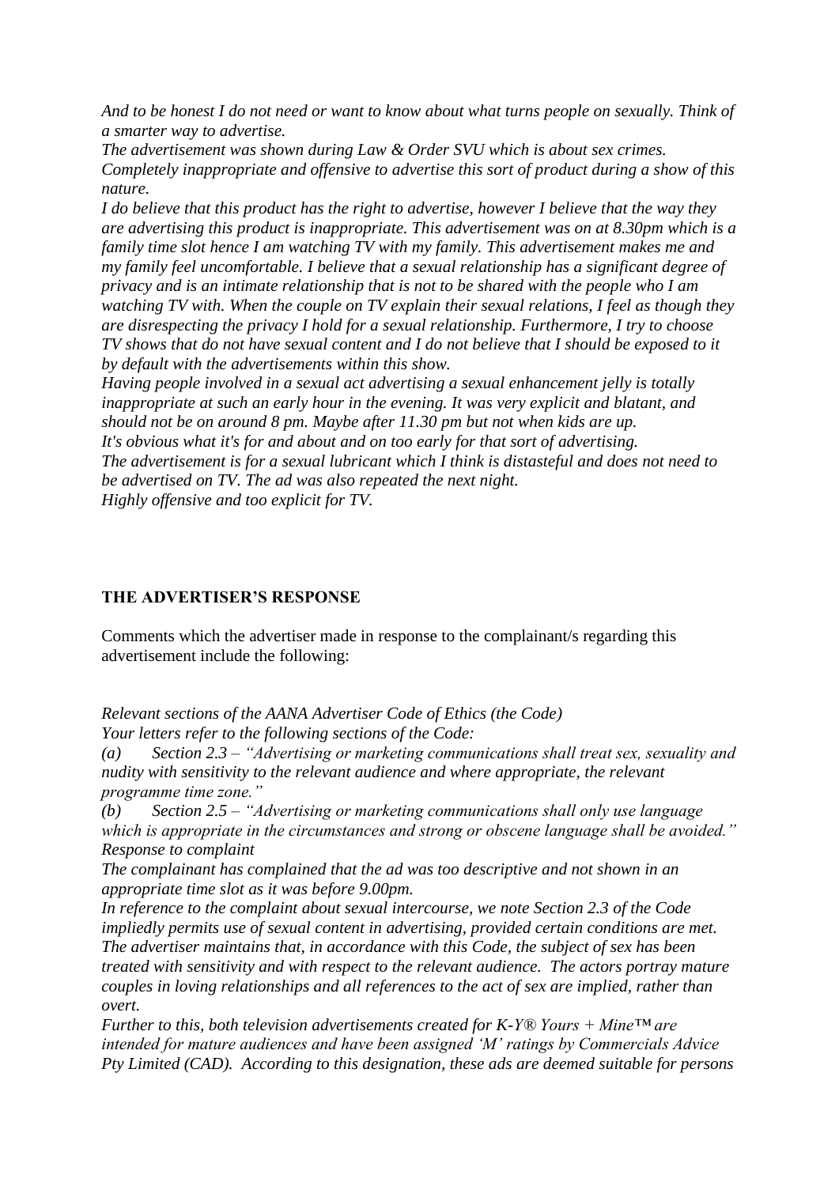*And to be honest I do not need or want to know about what turns people on sexually. Think of a smarter way to advertise.*
*The advertisement was shown during Law & Order SVU which is about sex crimes. Completely inappropriate and offensive to advertise this sort of product during a show of this nature.*
*I do believe that this product has the right to advertise, however I believe that the way they are advertising this product is inappropriate. This advertisement was on at 8.30pm which is a family time slot hence I am watching TV with my family. This advertisement makes me and my family feel uncomfortable. I believe that a sexual relationship has a significant degree of privacy and is an intimate relationship that is not to be shared with the people who I am watching TV with. When the couple on TV explain their sexual relations, I feel as though they are disrespecting the privacy I hold for a sexual relationship. Furthermore, I try to choose TV shows that do not have sexual content and I do not believe that I should be exposed to it by default with the advertisements within this show.*
*Having people involved in a sexual act advertising a sexual enhancement jelly is totally inappropriate at such an early hour in the evening. It was very explicit and blatant, and should not be on around 8 pm. Maybe after 11.30 pm but not when kids are up.*
*It's obvious what it's for and about and on too early for that sort of advertising.*
*The advertisement is for a sexual lubricant which I think is distasteful and does not need to be advertised on TV. The ad was also repeated the next night.*
*Highly offensive and too explicit for TV.*

**THE ADVERTISER'S RESPONSE**

Comments which the advertiser made in response to the complainant/s regarding this advertisement include the following:

*Relevant sections of the AANA Advertiser Code of Ethics (the Code)*
*Your letters refer to the following sections of the Code:*
*(a) Section 2.3 – "Advertising or marketing communications shall treat sex, sexuality and nudity with sensitivity to the relevant audience and where appropriate, the relevant programme time zone."*
*(b) Section 2.5 – "Advertising or marketing communications shall only use language which is appropriate in the circumstances and strong or obscene language shall be avoided."*
*Response to complaint*
*The complainant has complained that the ad was too descriptive and not shown in an appropriate time slot as it was before 9.00pm.*
*In reference to the complaint about sexual intercourse, we note Section 2.3 of the Code impliedly permits use of sexual content in advertising, provided certain conditions are met. The advertiser maintains that, in accordance with this Code, the subject of sex has been treated with sensitivity and with respect to the relevant audience. The actors portray mature couples in loving relationships and all references to the act of sex are implied, rather than overt.*
*Further to this, both television advertisements created for K-Y® Yours + Mine™ are intended for mature audiences and have been assigned 'M' ratings by Commercials Advice Pty Limited (CAD). According to this designation, these ads are deemed suitable for persons*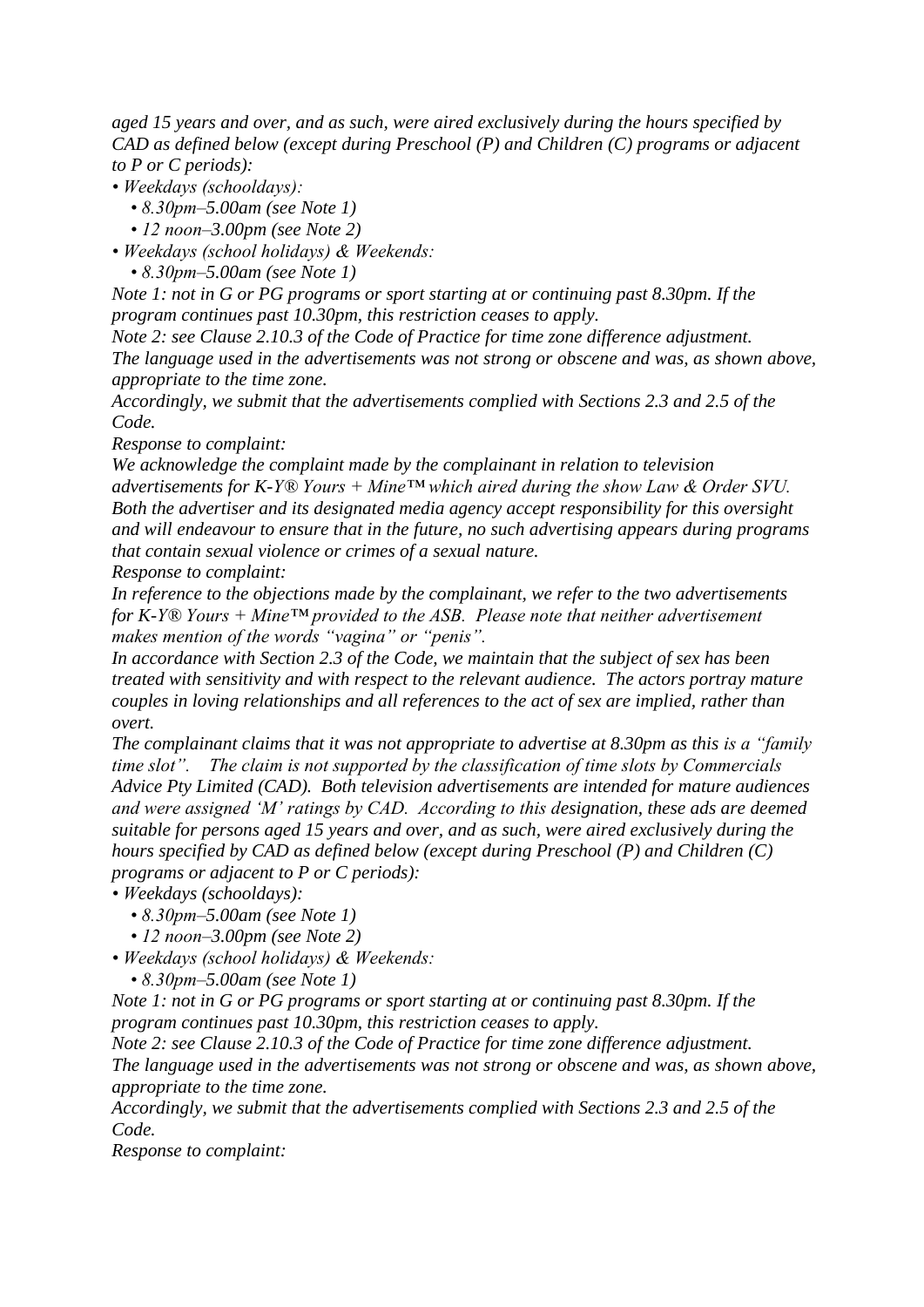*aged 15 years and over, and as such, were aired exclusively during the hours specified by CAD as defined below (except during Preschool (P) and Children (C) programs or adjacent to P or C periods):*

- *Weekdays (schooldays):*
  - *8.30pm–5.00am (see Note 1)*
  - *12 noon–3.00pm (see Note 2)*
- *Weekdays (school holidays) & Weekends:*
  - *8.30pm–5.00am (see Note 1)*

*Note 1: not in G or PG programs or sport starting at or continuing past 8.30pm. If the program continues past 10.30pm, this restriction ceases to apply.*

*Note 2: see Clause 2.10.3 of the Code of Practice for time zone difference adjustment.*

*The language used in the advertisements was not strong or obscene and was, as shown above, appropriate to the time zone.*

*Accordingly, we submit that the advertisements complied with Sections 2.3 and 2.5 of the Code.*

*Response to complaint:*

*We acknowledge the complaint made by the complainant in relation to television advertisements for K-Y® Yours + Mine™ which aired during the show Law & Order SVU. Both the advertiser and its designated media agency accept responsibility for this oversight and will endeavour to ensure that in the future, no such advertising appears during programs that contain sexual violence or crimes of a sexual nature.*

*Response to complaint:*

*In reference to the objections made by the complainant, we refer to the two advertisements for K-Y® Yours + Mine™ provided to the ASB. Please note that neither advertisement makes mention of the words "vagina" or "penis".*

*In accordance with Section 2.3 of the Code, we maintain that the subject of sex has been treated with sensitivity and with respect to the relevant audience. The actors portray mature couples in loving relationships and all references to the act of sex are implied, rather than overt.*

*The complainant claims that it was not appropriate to advertise at 8.30pm as this is a "family time slot". The claim is not supported by the classification of time slots by Commercials Advice Pty Limited (CAD). Both television advertisements are intended for mature audiences and were assigned 'M' ratings by CAD. According to this designation, these ads are deemed suitable for persons aged 15 years and over, and as such, were aired exclusively during the hours specified by CAD as defined below (except during Preschool (P) and Children (C) programs or adjacent to P or C periods):*

- *Weekdays (schooldays):*
  - *8.30pm–5.00am (see Note 1)*
  - *12 noon–3.00pm (see Note 2)*
- *Weekdays (school holidays) & Weekends:*
  - *8.30pm–5.00am (see Note 1)*

*Note 1: not in G or PG programs or sport starting at or continuing past 8.30pm. If the program continues past 10.30pm, this restriction ceases to apply.*

*Note 2: see Clause 2.10.3 of the Code of Practice for time zone difference adjustment.*

*The language used in the advertisements was not strong or obscene and was, as shown above, appropriate to the time zone.*

*Accordingly, we submit that the advertisements complied with Sections 2.3 and 2.5 of the Code.*

*Response to complaint:*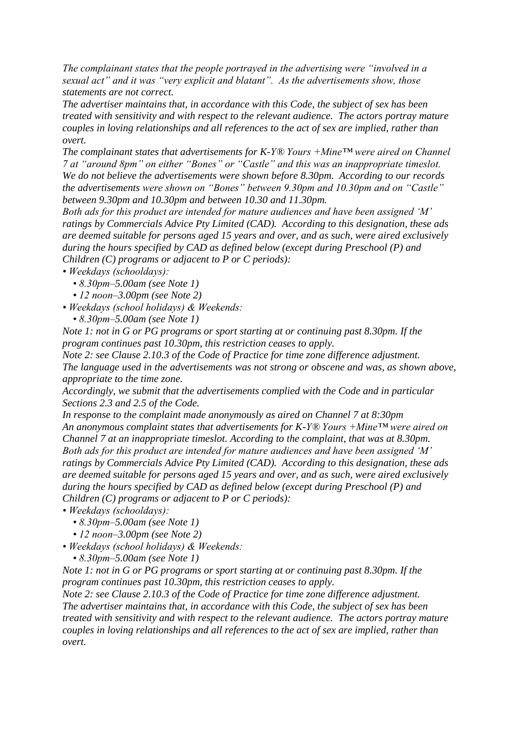*The complainant states that the people portrayed in the advertising were "involved in a sexual act" and it was "very explicit and blatant". As the advertisements show, those statements are not correct.*

*The advertiser maintains that, in accordance with this Code, the subject of sex has been treated with sensitivity and with respect to the relevant audience. The actors portray mature couples in loving relationships and all references to the act of sex are implied, rather than overt.*

*The complainant states that advertisements for K-Y® Yours +Mine™ were aired on Channel 7 at "around 8pm" on either "Bones" or "Castle" and this was an inappropriate timeslot.*

*We do not believe the advertisements were shown before 8.30pm. According to our records the advertisements were shown on "Bones" between 9.30pm and 10.30pm and on "Castle" between 9.30pm and 10.30pm and between 10.30 and 11.30pm.*

*Both ads for this product are intended for mature audiences and have been assigned 'M' ratings by Commercials Advice Pty Limited (CAD). According to this designation, these ads are deemed suitable for persons aged 15 years and over, and as such, were aired exclusively during the hours specified by CAD as defined below (except during Preschool (P) and Children (C) programs or adjacent to P or C periods):*

- *Weekdays (schooldays):*
  - *8.30pm–5.00am (see Note 1)*
  - *12 noon–3.00pm (see Note 2)*
- *Weekdays (school holidays) & Weekends:*
  - *8.30pm–5.00am (see Note 1)*

*Note 1: not in G or PG programs or sport starting at or continuing past 8.30pm. If the program continues past 10.30pm, this restriction ceases to apply.*

*Note 2: see Clause 2.10.3 of the Code of Practice for time zone difference adjustment.*

*The language used in the advertisements was not strong or obscene and was, as shown above, appropriate to the time zone.*

*Accordingly, we submit that the advertisements complied with the Code and in particular Sections 2.3 and 2.5 of the Code.*

*In response to the complaint made anonymously as aired on Channel 7 at 8:30pm*

*An anonymous complaint states that advertisements for K-Y® Yours +Mine™ were aired on Channel 7 at an inappropriate timeslot. According to the complaint, that was at 8.30pm.*

*Both ads for this product are intended for mature audiences and have been assigned 'M' ratings by Commercials Advice Pty Limited (CAD). According to this designation, these ads are deemed suitable for persons aged 15 years and over, and as such, were aired exclusively during the hours specified by CAD as defined below (except during Preschool (P) and Children (C) programs or adjacent to P or C periods):*

- *Weekdays (schooldays):*
  - *8.30pm–5.00am (see Note 1)*
  - *12 noon–3.00pm (see Note 2)*
- *Weekdays (school holidays) & Weekends:*
  - *8.30pm–5.00am (see Note 1)*

*Note 1: not in G or PG programs or sport starting at or continuing past 8.30pm. If the program continues past 10.30pm, this restriction ceases to apply.*

*Note 2: see Clause 2.10.3 of the Code of Practice for time zone difference adjustment.*

*The advertiser maintains that, in accordance with this Code, the subject of sex has been treated with sensitivity and with respect to the relevant audience. The actors portray mature couples in loving relationships and all references to the act of sex are implied, rather than overt.*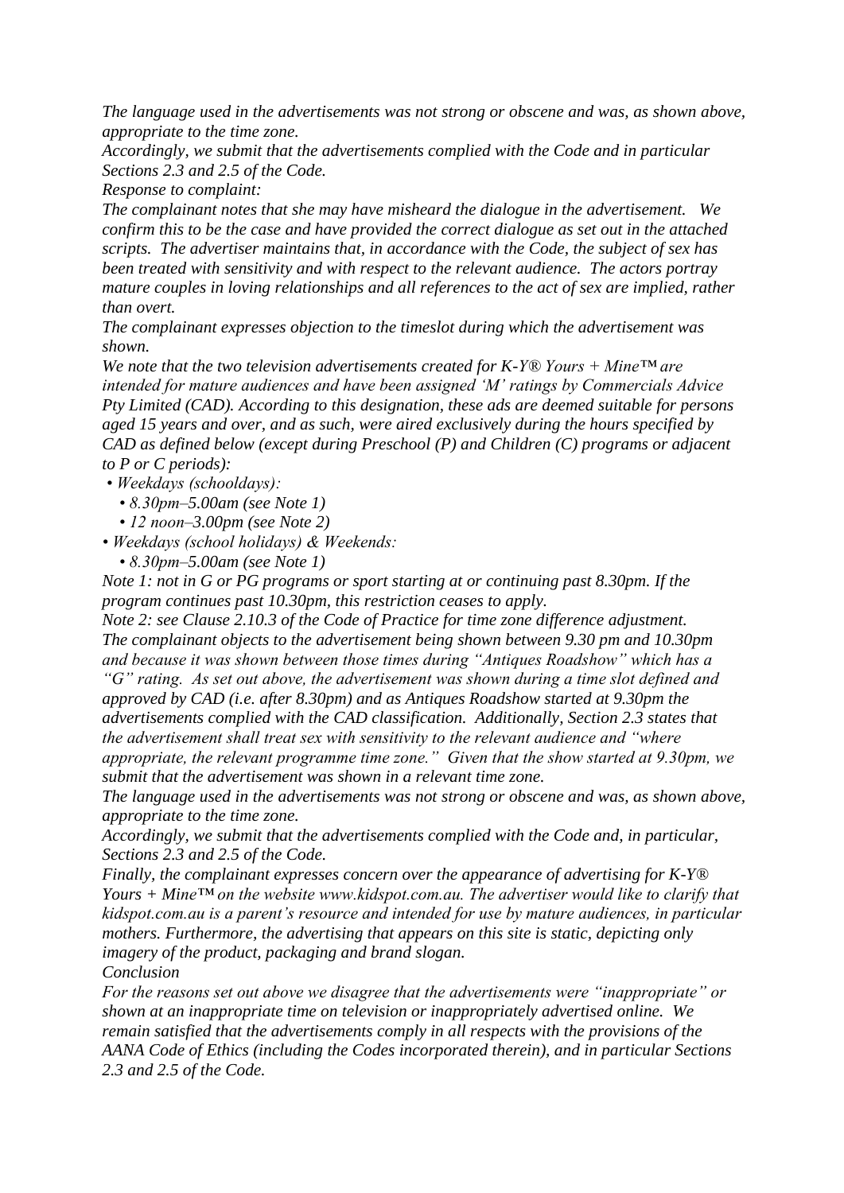*The language used in the advertisements was not strong or obscene and was, as shown above, appropriate to the time zone.*

*Accordingly, we submit that the advertisements complied with the Code and in particular Sections 2.3 and 2.5 of the Code.*

*Response to complaint:*

*The complainant notes that she may have misheard the dialogue in the advertisement. We confirm this to be the case and have provided the correct dialogue as set out in the attached scripts. The advertiser maintains that, in accordance with the Code, the subject of sex has been treated with sensitivity and with respect to the relevant audience. The actors portray mature couples in loving relationships and all references to the act of sex are implied, rather than overt.*

*The complainant expresses objection to the timeslot during which the advertisement was shown.*

*We note that the two television advertisements created for K-Y® Yours + Mine™ are intended for mature audiences and have been assigned 'M' ratings by Commercials Advice Pty Limited (CAD). According to this designation, these ads are deemed suitable for persons aged 15 years and over, and as such, were aired exclusively during the hours specified by CAD as defined below (except during Preschool (P) and Children (C) programs or adjacent to P or C periods):*

- *Weekdays (schooldays):*
  - *8.30pm–5.00am (see Note 1)*
  - *12 noon–3.00pm (see Note 2)*
- *Weekdays (school holidays) & Weekends:*
  - *8.30pm–5.00am (see Note 1)*

*Note 1: not in G or PG programs or sport starting at or continuing past 8.30pm. If the program continues past 10.30pm, this restriction ceases to apply.*

*Note 2: see Clause 2.10.3 of the Code of Practice for time zone difference adjustment.*

*The complainant objects to the advertisement being shown between 9.30 pm and 10.30pm and because it was shown between those times during "Antiques Roadshow" which has a "G" rating. As set out above, the advertisement was shown during a time slot defined and approved by CAD (i.e. after 8.30pm) and as Antiques Roadshow started at 9.30pm the advertisements complied with the CAD classification. Additionally, Section 2.3 states that the advertisement shall treat sex with sensitivity to the relevant audience and "where appropriate, the relevant programme time zone." Given that the show started at 9.30pm, we submit that the advertisement was shown in a relevant time zone.*

*The language used in the advertisements was not strong or obscene and was, as shown above, appropriate to the time zone.*

*Accordingly, we submit that the advertisements complied with the Code and, in particular, Sections 2.3 and 2.5 of the Code.*

*Finally, the complainant expresses concern over the appearance of advertising for K-Y® Yours + Mine™ on the website www.kidspot.com.au. The advertiser would like to clarify that kidspot.com.au is a parent's resource and intended for use by mature audiences, in particular mothers. Furthermore, the advertising that appears on this site is static, depicting only imagery of the product, packaging and brand slogan.*

*Conclusion*

*For the reasons set out above we disagree that the advertisements were "inappropriate" or shown at an inappropriate time on television or inappropriately advertised online. We remain satisfied that the advertisements comply in all respects with the provisions of the AANA Code of Ethics (including the Codes incorporated therein), and in particular Sections 2.3 and 2.5 of the Code.*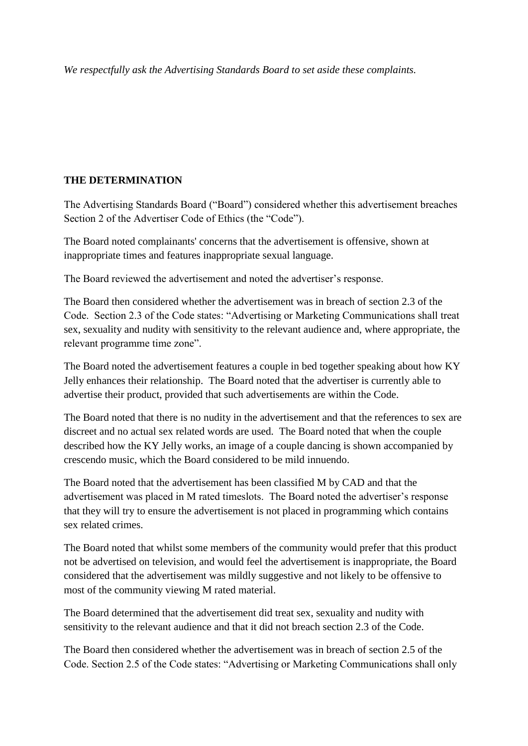*We respectfully ask the Advertising Standards Board to set aside these complaints.*

**THE DETERMINATION**

The Advertising Standards Board ("Board") considered whether this advertisement breaches Section 2 of the Advertiser Code of Ethics (the "Code").

The Board noted complainants' concerns that the advertisement is offensive, shown at inappropriate times and features inappropriate sexual language.

The Board reviewed the advertisement and noted the advertiser's response.

The Board then considered whether the advertisement was in breach of section 2.3 of the Code. Section 2.3 of the Code states: "Advertising or Marketing Communications shall treat sex, sexuality and nudity with sensitivity to the relevant audience and, where appropriate, the relevant programme time zone".

The Board noted the advertisement features a couple in bed together speaking about how KY Jelly enhances their relationship. The Board noted that the advertiser is currently able to advertise their product, provided that such advertisements are within the Code.

The Board noted that there is no nudity in the advertisement and that the references to sex are discreet and no actual sex related words are used. The Board noted that when the couple described how the KY Jelly works, an image of a couple dancing is shown accompanied by crescendo music, which the Board considered to be mild innuendo.

The Board noted that the advertisement has been classified M by CAD and that the advertisement was placed in M rated timeslots. The Board noted the advertiser's response that they will try to ensure the advertisement is not placed in programming which contains sex related crimes.

The Board noted that whilst some members of the community would prefer that this product not be advertised on television, and would feel the advertisement is inappropriate, the Board considered that the advertisement was mildly suggestive and not likely to be offensive to most of the community viewing M rated material.

The Board determined that the advertisement did treat sex, sexuality and nudity with sensitivity to the relevant audience and that it did not breach section 2.3 of the Code.

The Board then considered whether the advertisement was in breach of section 2.5 of the Code. Section 2.5 of the Code states: "Advertising or Marketing Communications shall only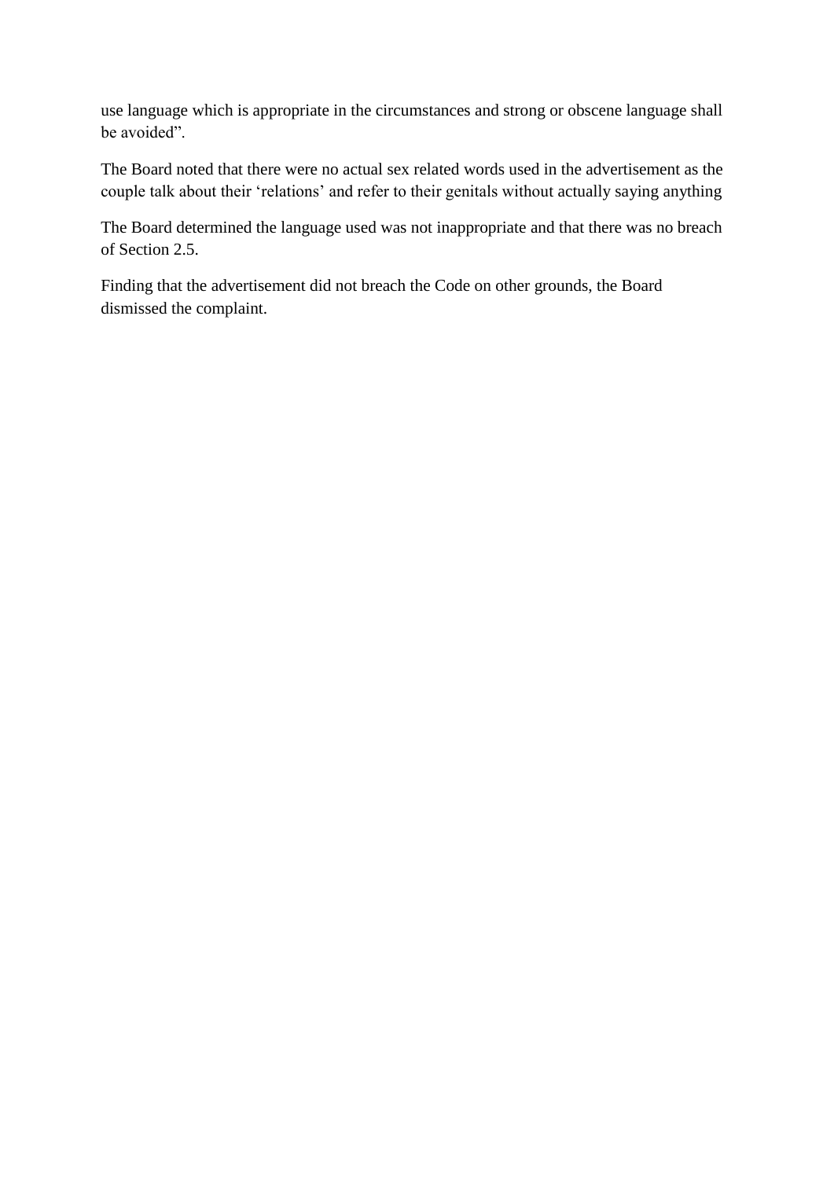use language which is appropriate in the circumstances and strong or obscene language shall be avoided".

The Board noted that there were no actual sex related words used in the advertisement as the couple talk about their 'relations' and refer to their genitals without actually saying anything

The Board determined the language used was not inappropriate and that there was no breach of Section 2.5.

Finding that the advertisement did not breach the Code on other grounds, the Board dismissed the complaint.